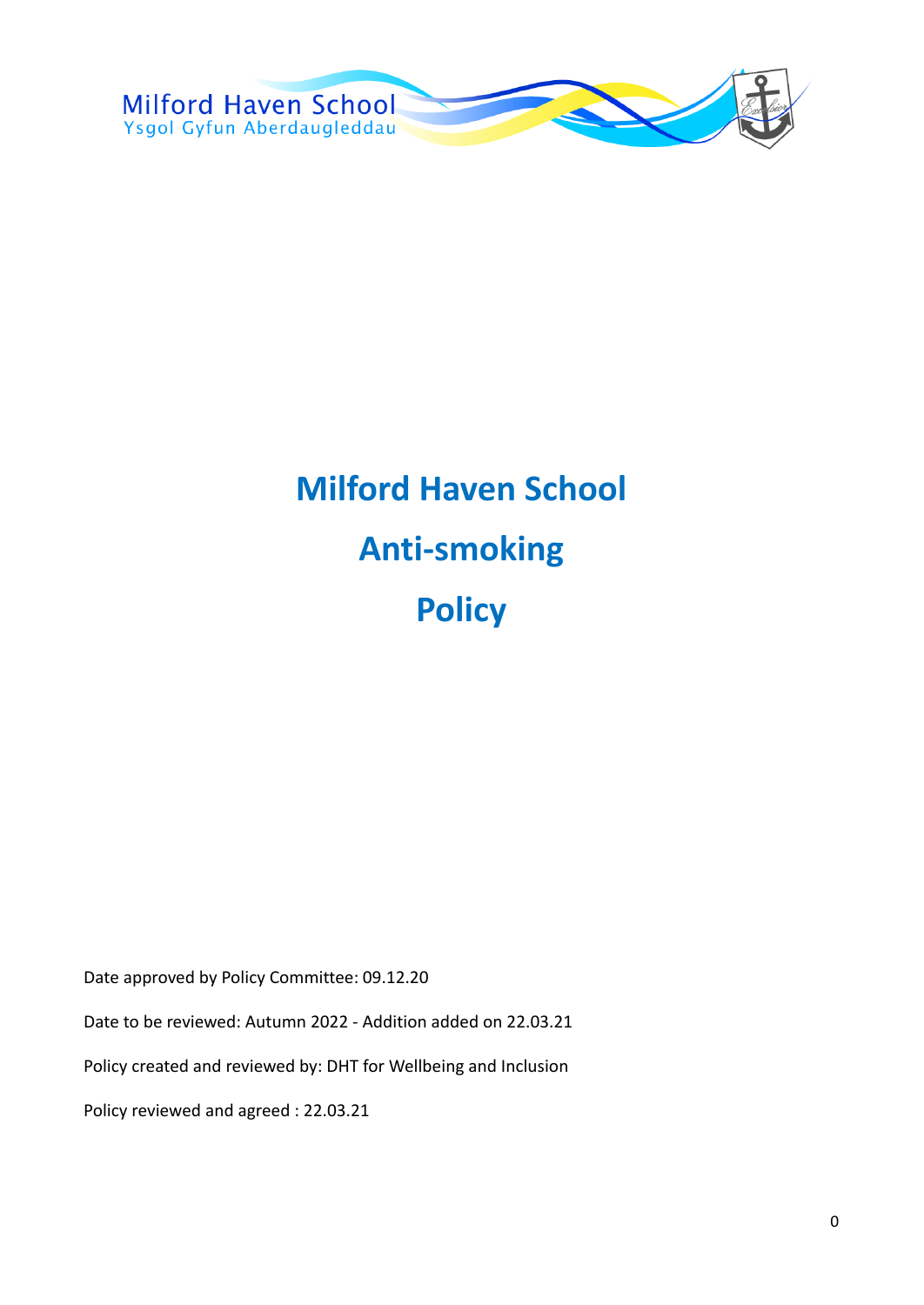Milford Haven School
Ysgol Gyfun Aberdaugleddau

# Milford Haven School

# Anti-smoking

# Policy

Date approved by Policy Committee: 09.12.20

Date to be reviewed: Autumn 2022 - Addition added on 22.03.21

Policy created and reviewed by: DHT for Wellbeing and Inclusion

Policy reviewed and agreed : 22.03.21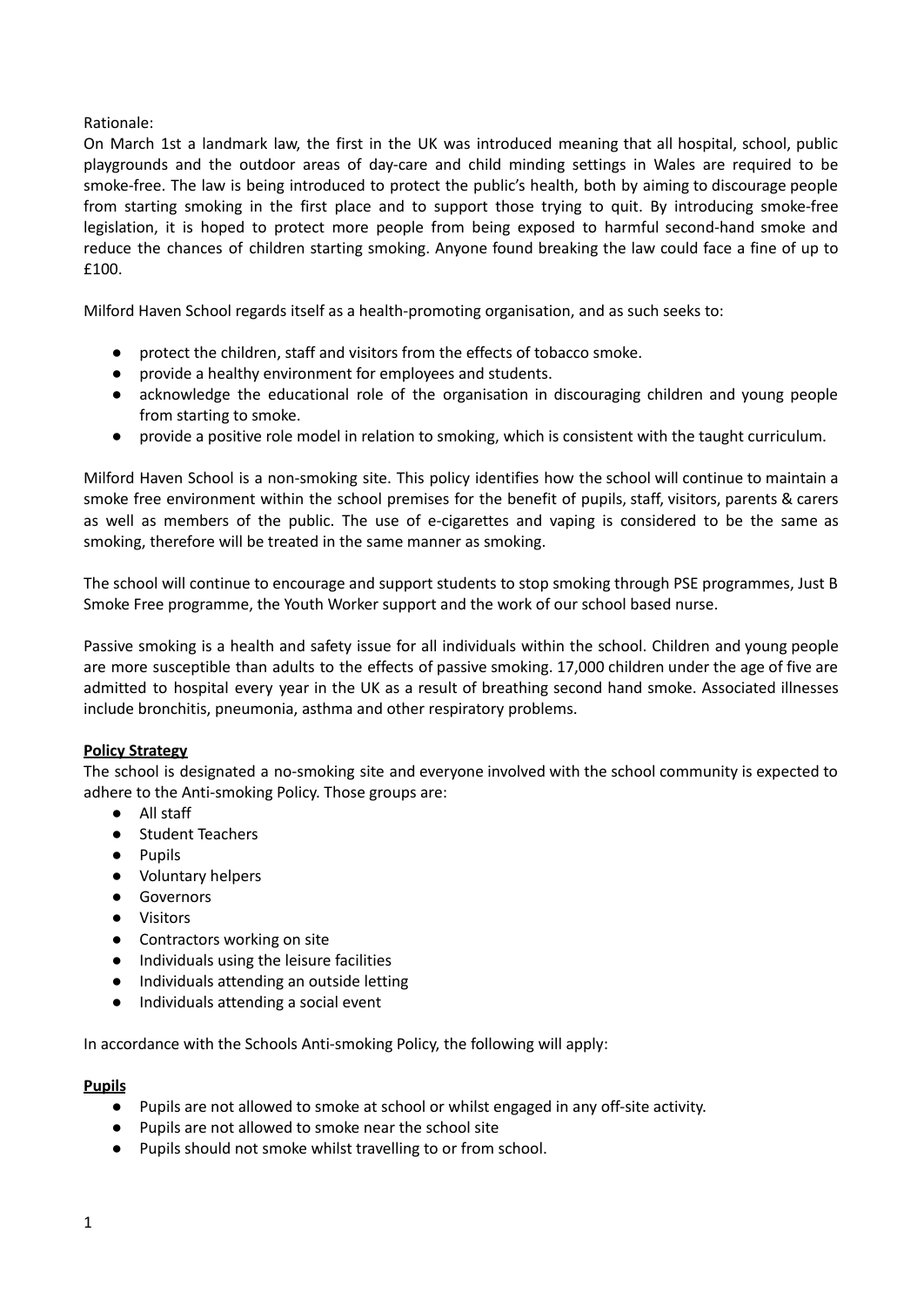Rationale:

On March 1st a landmark law, the first in the UK was introduced meaning that all hospital, school, public playgrounds and the outdoor areas of day-care and child minding settings in Wales are required to be smoke-free. The law is being introduced to protect the public's health, both by aiming to discourage people from starting smoking in the first place and to support those trying to quit. By introducing smoke-free legislation, it is hoped to protect more people from being exposed to harmful second-hand smoke and reduce the chances of children starting smoking. Anyone found breaking the law could face a fine of up to £100.

Milford Haven School regards itself as a health-promoting organisation, and as such seeks to:

- protect the children, staff and visitors from the effects of tobacco smoke.
- provide a healthy environment for employees and students.
- acknowledge the educational role of the organisation in discouraging children and young people from starting to smoke.
- provide a positive role model in relation to smoking, which is consistent with the taught curriculum.

Milford Haven School is a non-smoking site. This policy identifies how the school will continue to maintain a smoke free environment within the school premises for the benefit of pupils, staff, visitors, parents & carers as well as members of the public. The use of e-cigarettes and vaping is considered to be the same as smoking, therefore will be treated in the same manner as smoking.

The school will continue to encourage and support students to stop smoking through PSE programmes, Just B Smoke Free programme, the Youth Worker support and the work of our school based nurse.

Passive smoking is a health and safety issue for all individuals within the school. Children and young people are more susceptible than adults to the effects of passive smoking. 17,000 children under the age of five are admitted to hospital every year in the UK as a result of breathing second hand smoke. Associated illnesses include bronchitis, pneumonia, asthma and other respiratory problems.

**Policy Strategy**

The school is designated a no-smoking site and everyone involved with the school community is expected to adhere to the Anti-smoking Policy. Those groups are:

- All staff
- Student Teachers
- Pupils
- Voluntary helpers
- Governors
- Visitors
- Contractors working on site
- Individuals using the leisure facilities
- Individuals attending an outside letting
- Individuals attending a social event

In accordance with the Schools Anti-smoking Policy, the following will apply:

**Pupils**

- Pupils are not allowed to smoke at school or whilst engaged in any off-site activity.
- Pupils are not allowed to smoke near the school site
- Pupils should not smoke whilst travelling to or from school.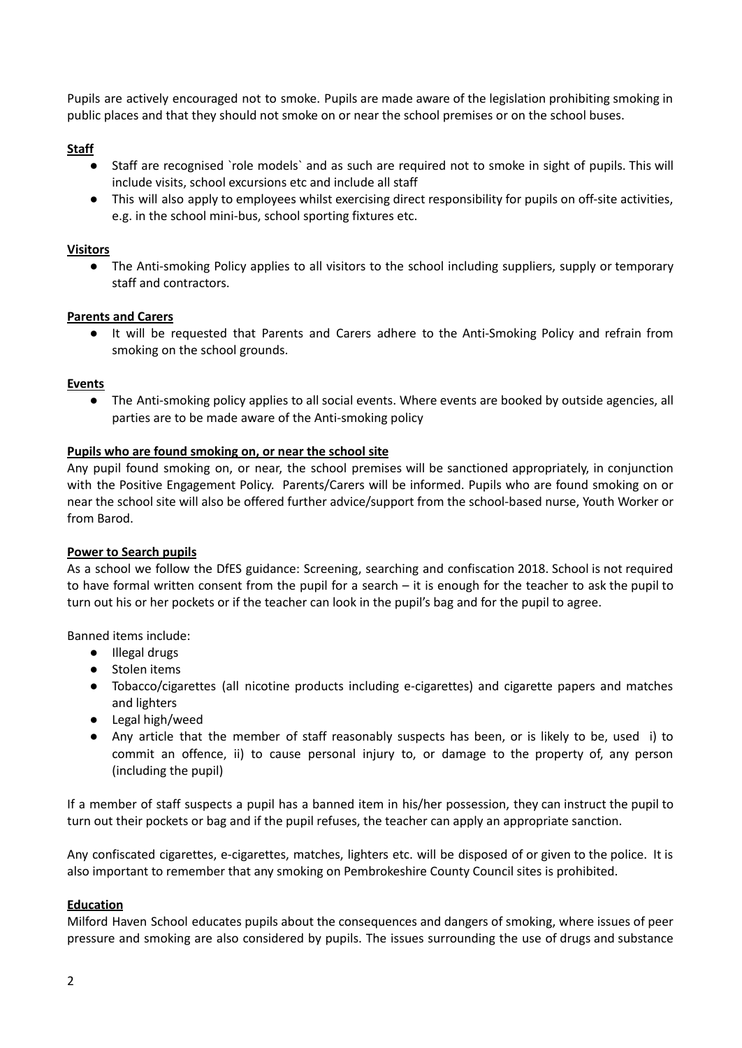Pupils are actively encouraged not to smoke. Pupils are made aware of the legislation prohibiting smoking in public places and that they should not smoke on or near the school premises or on the school buses.

**Staff**

- Staff are recognised `role models` and as such are required not to smoke in sight of pupils. This will include visits, school excursions etc and include all staff
- This will also apply to employees whilst exercising direct responsibility for pupils on off-site activities, e.g. in the school mini-bus, school sporting fixtures etc.

**Visitors**

- The Anti-smoking Policy applies to all visitors to the school including suppliers, supply or temporary staff and contractors.

**Parents and Carers**

- It will be requested that Parents and Carers adhere to the Anti-Smoking Policy and refrain from smoking on the school grounds.

**Events**

- The Anti-smoking policy applies to all social events. Where events are booked by outside agencies, all parties are to be made aware of the Anti-smoking policy

**Pupils who are found smoking on, or near the school site**

Any pupil found smoking on, or near, the school premises will be sanctioned appropriately, in conjunction with the Positive Engagement Policy. Parents/Carers will be informed. Pupils who are found smoking on or near the school site will also be offered further advice/support from the school-based nurse, Youth Worker or from Barod.

**Power to Search pupils**

As a school we follow the DfES guidance: Screening, searching and confiscation 2018. School is not required to have formal written consent from the pupil for a search – it is enough for the teacher to ask the pupil to turn out his or her pockets or if the teacher can look in the pupil's bag and for the pupil to agree.

Banned items include:

- Illegal drugs
- Stolen items
- Tobacco/cigarettes (all nicotine products including e-cigarettes) and cigarette papers and matches and lighters
- Legal high/weed
- Any article that the member of staff reasonably suspects has been, or is likely to be, used i) to commit an offence, ii) to cause personal injury to, or damage to the property of, any person (including the pupil)

If a member of staff suspects a pupil has a banned item in his/her possession, they can instruct the pupil to turn out their pockets or bag and if the pupil refuses, the teacher can apply an appropriate sanction.

Any confiscated cigarettes, e-cigarettes, matches, lighters etc. will be disposed of or given to the police. It is also important to remember that any smoking on Pembrokeshire County Council sites is prohibited.

**Education**

Milford Haven School educates pupils about the consequences and dangers of smoking, where issues of peer pressure and smoking are also considered by pupils. The issues surrounding the use of drugs and substance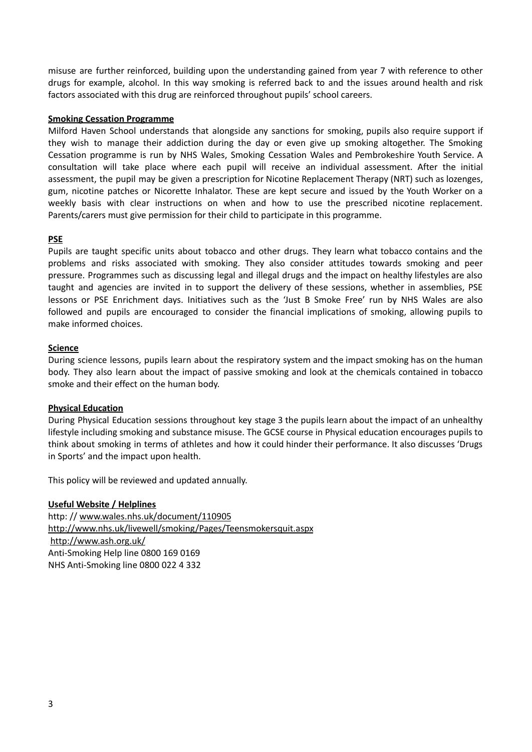misuse are further reinforced, building upon the understanding gained from year 7 with reference to other drugs for example, alcohol. In this way smoking is referred back to and the issues around health and risk factors associated with this drug are reinforced throughout pupils' school careers.

**Smoking Cessation Programme**

Milford Haven School understands that alongside any sanctions for smoking, pupils also require support if they wish to manage their addiction during the day or even give up smoking altogether. The Smoking Cessation programme is run by NHS Wales, Smoking Cessation Wales and Pembrokeshire Youth Service. A consultation will take place where each pupil will receive an individual assessment. After the initial assessment, the pupil may be given a prescription for Nicotine Replacement Therapy (NRT) such as lozenges, gum, nicotine patches or Nicorette Inhalator. These are kept secure and issued by the Youth Worker on a weekly basis with clear instructions on when and how to use the prescribed nicotine replacement. Parents/carers must give permission for their child to participate in this programme.

**PSE**

Pupils are taught specific units about tobacco and other drugs. They learn what tobacco contains and the problems and risks associated with smoking. They also consider attitudes towards smoking and peer pressure. Programmes such as discussing legal and illegal drugs and the impact on healthy lifestyles are also taught and agencies are invited in to support the delivery of these sessions, whether in assemblies, PSE lessons or PSE Enrichment days. Initiatives such as the 'Just B Smoke Free' run by NHS Wales are also followed and pupils are encouraged to consider the financial implications of smoking, allowing pupils to make informed choices.

**Science**

During science lessons, pupils learn about the respiratory system and the impact smoking has on the human body. They also learn about the impact of passive smoking and look at the chemicals contained in tobacco smoke and their effect on the human body.

**Physical Education**

During Physical Education sessions throughout key stage 3 the pupils learn about the impact of an unhealthy lifestyle including smoking and substance misuse. The GCSE course in Physical education encourages pupils to think about smoking in terms of athletes and how it could hinder their performance. It also discusses 'Drugs in Sports' and the impact upon health.

This policy will be reviewed and updated annually.

**Useful Website / Helplines**

http: // www.wales.nhs.uk/document/110905
http://www.nhs.uk/livewell/smoking/Pages/Teensmokersquit.aspx
http://www.ash.org.uk/
Anti-Smoking Help line 0800 169 0169
NHS Anti-Smoking line 0800 022 4 332